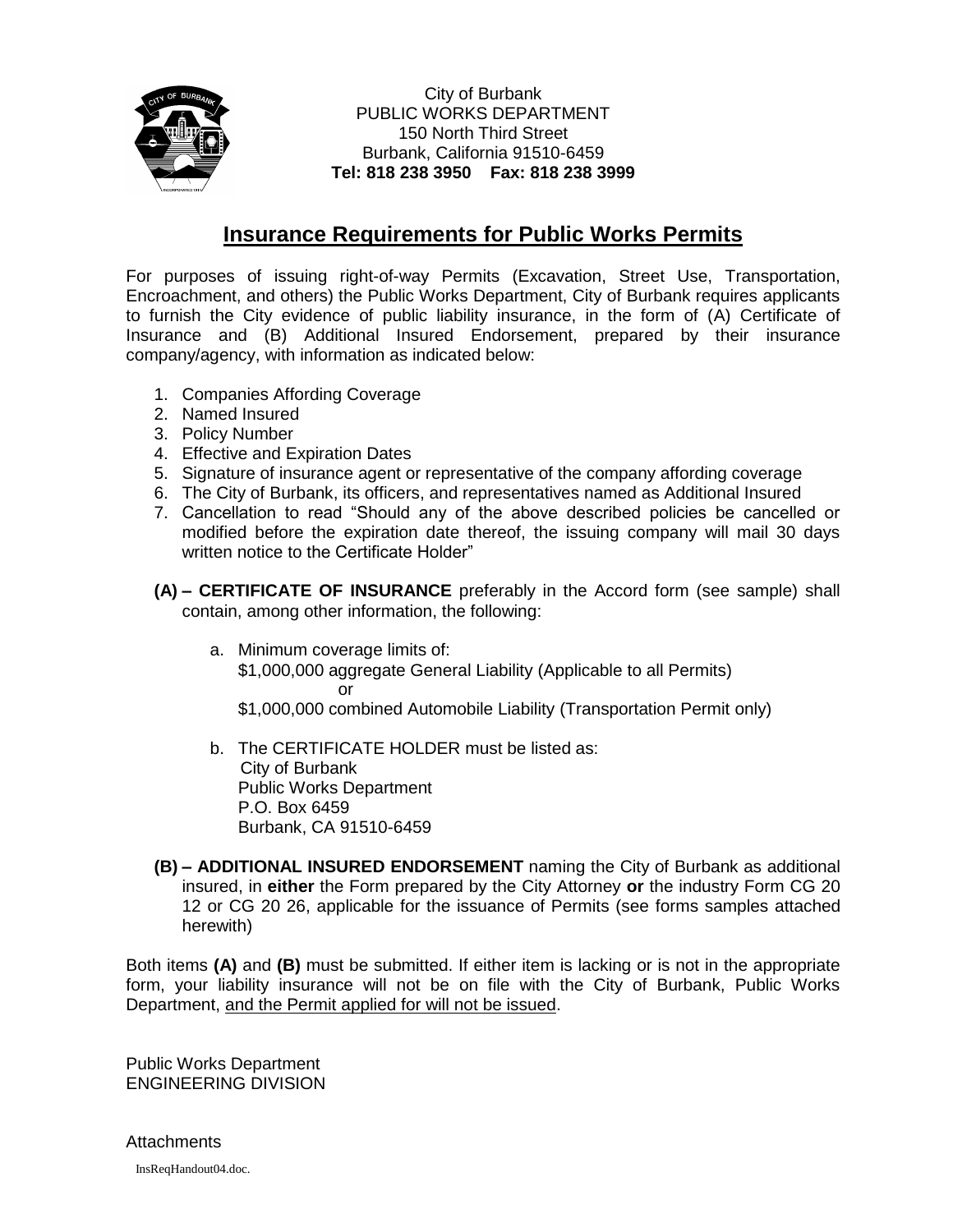City of Burbank
PUBLIC WORKS DEPARTMENT
150 North Third Street
Burbank, California 91510-6459
**Tel: 818 238 3950 Fax: 818 238 3999**

# Insurance Requirements for Public Works Permits

For purposes of issuing right-of-way Permits (Excavation, Street Use, Transportation, Encroachment, and others) the Public Works Department, City of Burbank requires applicants to furnish the City evidence of public liability insurance, in the form of (A) Certificate of Insurance and (B) Additional Insured Endorsement, prepared by their insurance company/agency, with information as indicated below:

1. Companies Affording Coverage
2. Named Insured
3. Policy Number
4. Effective and Expiration Dates
5. Signature of insurance agent or representative of the company affording coverage
6. The City of Burbank, its officers, and representatives named as Additional Insured
7. Cancellation to read "Should any of the above described policies be cancelled or modified before the expiration date thereof, the issuing company will mail 30 days written notice to the Certificate Holder"

**(A) – CERTIFICATE OF INSURANCE** preferably in the Accord form (see sample) shall contain, among other information, the following:

a. Minimum coverage limits of:
   $1,000,000 aggregate General Liability (Applicable to all Permits)
   or
   $1,000,000 combined Automobile Liability (Transportation Permit only)

b. The CERTIFICATE HOLDER must be listed as:
   City of Burbank
   Public Works Department
   P.O. Box 6459
   Burbank, CA 91510-6459

**(B) – ADDITIONAL INSURED ENDORSEMENT** naming the City of Burbank as additional insured, in **either** the Form prepared by the City Attorney **or** the industry Form CG 20 12 or CG 20 26, applicable for the issuance of Permits (see forms samples attached herewith)

Both items **(A)** and **(B)** must be submitted. If either item is lacking or is not in the appropriate form, your liability insurance will not be on file with the City of Burbank, Public Works Department, and the Permit applied for will not be issued.

Public Works Department
ENGINEERING DIVISION

Attachments

InsReqHandout04.doc.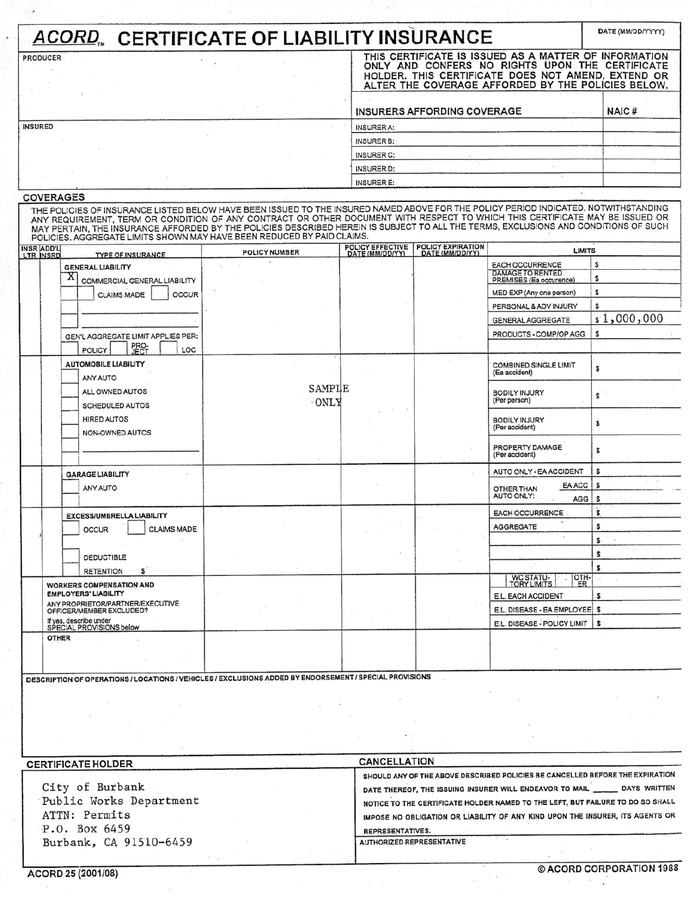# ACORD™ CERTIFICATE OF LIABILITY INSURANCE

DATE (MM/DD/YYYY)

| PRODUCER | THIS CERTIFICATE IS ISSUED AS A MATTER OF INFORMATION ONLY AND CONFERS NO RIGHTS UPON THE CERTIFICATE HOLDER. THIS CERTIFICATE DOES NOT AMEND, EXTEND OR ALTER THE COVERAGE AFFORDED BY THE POLICIES BELOW. | |
|---|---|---|
| | **INSURERS AFFORDING COVERAGE** | **NAIC #** |
| INSURED | INSURER A: | |
| | INSURER B: | |
| | INSURER C: | |
| | INSURER D: | |
| | INSURER E: | |

## COVERAGES

THE POLICIES OF INSURANCE LISTED BELOW HAVE BEEN ISSUED TO THE INSURED NAMED ABOVE FOR THE POLICY PERIOD INDICATED. NOTWITHSTANDING ANY REQUIREMENT, TERM OR CONDITION OF ANY CONTRACT OR OTHER DOCUMENT WITH RESPECT TO WHICH THIS CERTIFICATE MAY BE ISSUED OR MAY PERTAIN, THE INSURANCE AFFORDED BY THE POLICIES DESCRIBED HEREIN IS SUBJECT TO ALL THE TERMS, EXCLUSIONS AND CONDITIONS OF SUCH POLICIES. AGGREGATE LIMITS SHOWN MAY HAVE BEEN REDUCED BY PAID CLAIMS.

| INSR LTR | ADD'L INSRD | TYPE OF INSURANCE | POLICY NUMBER | POLICY EFFECTIVE DATE (MM/DD/YY) | POLICY EXPIRATION DATE (MM/DD/YY) | LIMITS | |
|---|---|---|---|---|---|---|---|
| | | **GENERAL LIABILITY** | | | | EACH OCCURRENCE | $ |
| | | [X] COMMERCIAL GENERAL LIABILITY | | | | DAMAGE TO RENTED PREMISES (Ea occurence) | $ |
| | | [ ] CLAIMS MADE [ ] OCCUR | | | | MED EXP (Any one person) | $ |
| | | [ ] | | | | PERSONAL & ADV INJURY | $ |
| | | [ ] | | | | GENERAL AGGREGATE | $ 1,000,000 |
| | | GEN'L AGGREGATE LIMIT APPLIES PER: [ ] POLICY [ ] PRO-JECT [ ] LOC | | | | PRODUCTS - COMP/OP AGG | $ |
| | | **AUTOMOBILE LIABILITY** | | | | COMBINED SINGLE LIMIT (Ea accident) | $ |
| | | [ ] ANY AUTO | | | | | |
| | | [ ] ALL OWNED AUTOS | SAMPLE ONLY | | | BODILY INJURY (Per person) | $ |
| | | [ ] SCHEDULED AUTOS | | | | | |
| | | [ ] HIRED AUTOS | | | | BODILY INJURY (Per accident) | $ |
| | | [ ] NON-OWNED AUTOS | | | | | |
| | | [ ] | | | | PROPERTY DAMAGE (Per accident) | $ |
| | | **GARAGE LIABILITY** | | | | AUTO ONLY - EA ACCIDENT | $ |
| | | [ ] ANY AUTO | | | | OTHER THAN AUTO ONLY: EA ACC | $ |
| | | | | | | AGG | $ |
| | | **EXCESS/UMBRELLA LIABILITY** | | | | EACH OCCURRENCE | $ |
| | | [ ] OCCUR [ ] CLAIMS MADE | | | | AGGREGATE | $ |
| | | | | | | | $ |
| | | [ ] DEDUCTIBLE | | | | | $ |
| | | [ ] RETENTION $ | | | | | $ |
| | | **WORKERS COMPENSATION AND EMPLOYERS' LIABILITY** | | | | WC STATU-TORY LIMITS / OTH-ER | |
| | | ANY PROPRIETOR/PARTNER/EXECUTIVE OFFICER/MEMBER EXCLUDED? | | | | E.L. EACH ACCIDENT | $ |
| | | If yes, describe under SPECIAL PROVISIONS below | | | | E.L. DISEASE - EA EMPLOYEE | $ |
| | | | | | | E.L. DISEASE - POLICY LIMIT | $ |
| | | **OTHER** | | | | | |

DESCRIPTION OF OPERATIONS / LOCATIONS / VEHICLES / EXCLUSIONS ADDED BY ENDORSEMENT / SPECIAL PROVISIONS

| CERTIFICATE HOLDER | CANCELLATION |
|---|---|
| City of Burbank<br>Public Works Department<br>ATTN: Permits<br>P.O. Box 6459<br>Burbank, CA 91510-6459 | SHOULD ANY OF THE ABOVE DESCRIBED POLICIES BE CANCELLED BEFORE THE EXPIRATION DATE THEREOF, THE ISSUING INSURER WILL ENDEAVOR TO MAIL _____ DAYS WRITTEN NOTICE TO THE CERTIFICATE HOLDER NAMED TO THE LEFT, BUT FAILURE TO DO SO SHALL IMPOSE NO OBLIGATION OR LIABILITY OF ANY KIND UPON THE INSURER, ITS AGENTS OR REPRESENTATIVES.<br><br>AUTHORIZED REPRESENTATIVE |

ACORD 25 (2001/08)

© ACORD CORPORATION 1988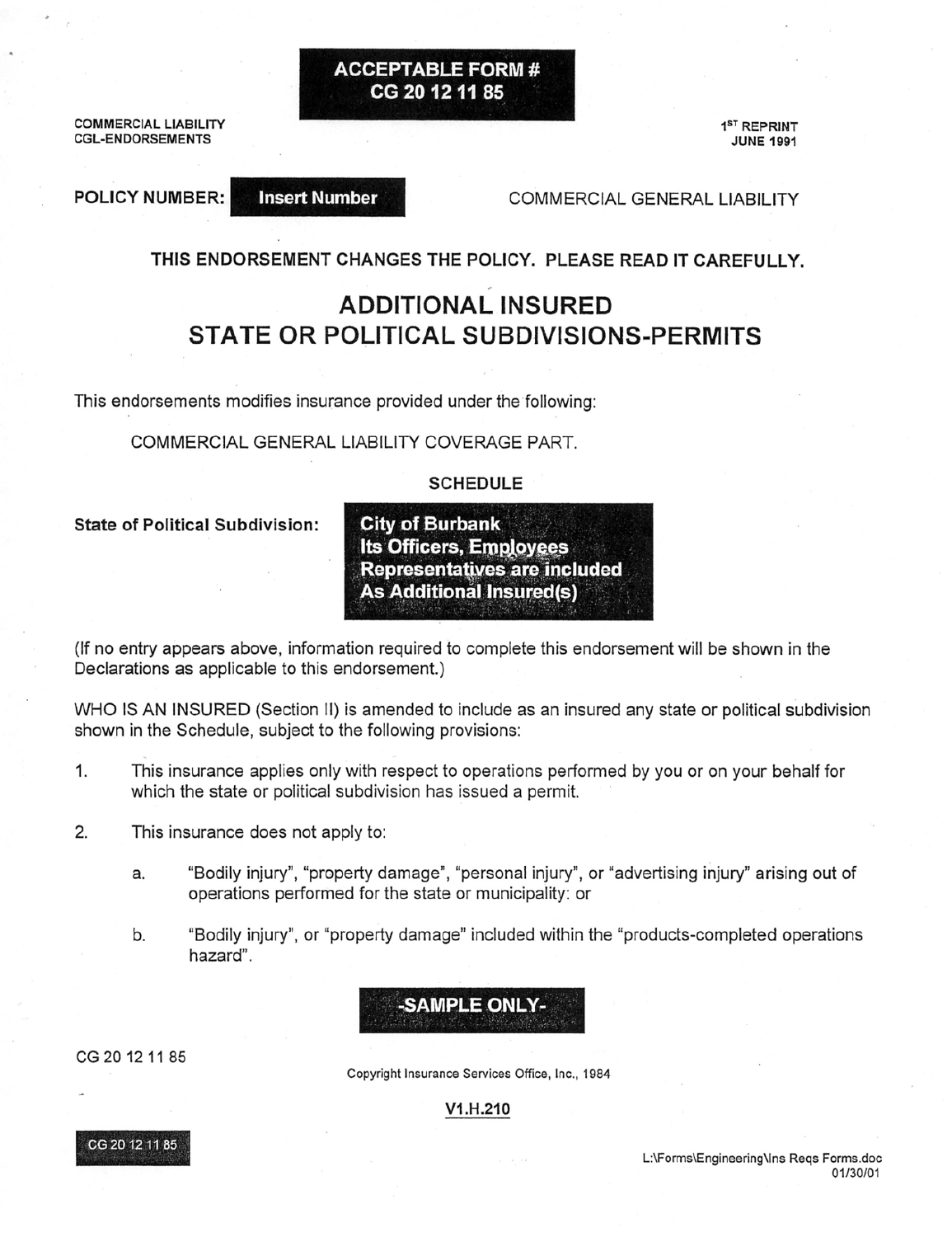**ACCEPTABLE FORM #**
**CG 20 12 11 85**

COMMERCIAL LIABILITY
CGL-ENDORSEMENTS

1ST REPRINT
JUNE 1991

**POLICY NUMBER: Insert Number**

COMMERCIAL GENERAL LIABILITY

**THIS ENDORSEMENT CHANGES THE POLICY. PLEASE READ IT CAREFULLY.**

# ADDITIONAL INSURED
# STATE OR POLITICAL SUBDIVISIONS-PERMITS

This endorsements modifies insurance provided under the following:

COMMERCIAL GENERAL LIABILITY COVERAGE PART.

**SCHEDULE**

**State of Political Subdivision:** **City of Burbank Its Officers, Employees Representatives are included As Additional Insured(s)**

(If no entry appears above, information required to complete this endorsement will be shown in the Declarations as applicable to this endorsement.)

WHO IS AN INSURED (Section II) is amended to include as an insured any state or political subdivision shown in the Schedule, subject to the following provisions:

1. This insurance applies only with respect to operations performed by you or on your behalf for which the state or political subdivision has issued a permit.

2. This insurance does not apply to:

   a. "Bodily injury", "property damage", "personal injury", or "advertising injury" arising out of operations performed for the state or municipality: or

   b. "Bodily injury", or "property damage" included within the "products-completed operations hazard".

**-SAMPLE ONLY-**

CG 20 12 11 85

Copyright Insurance Services Office, Inc., 1984

V1.H.210

CG 20 12 11 85

L:\Forms\Engineering\Ins Reqs Forms.doc
01/30/01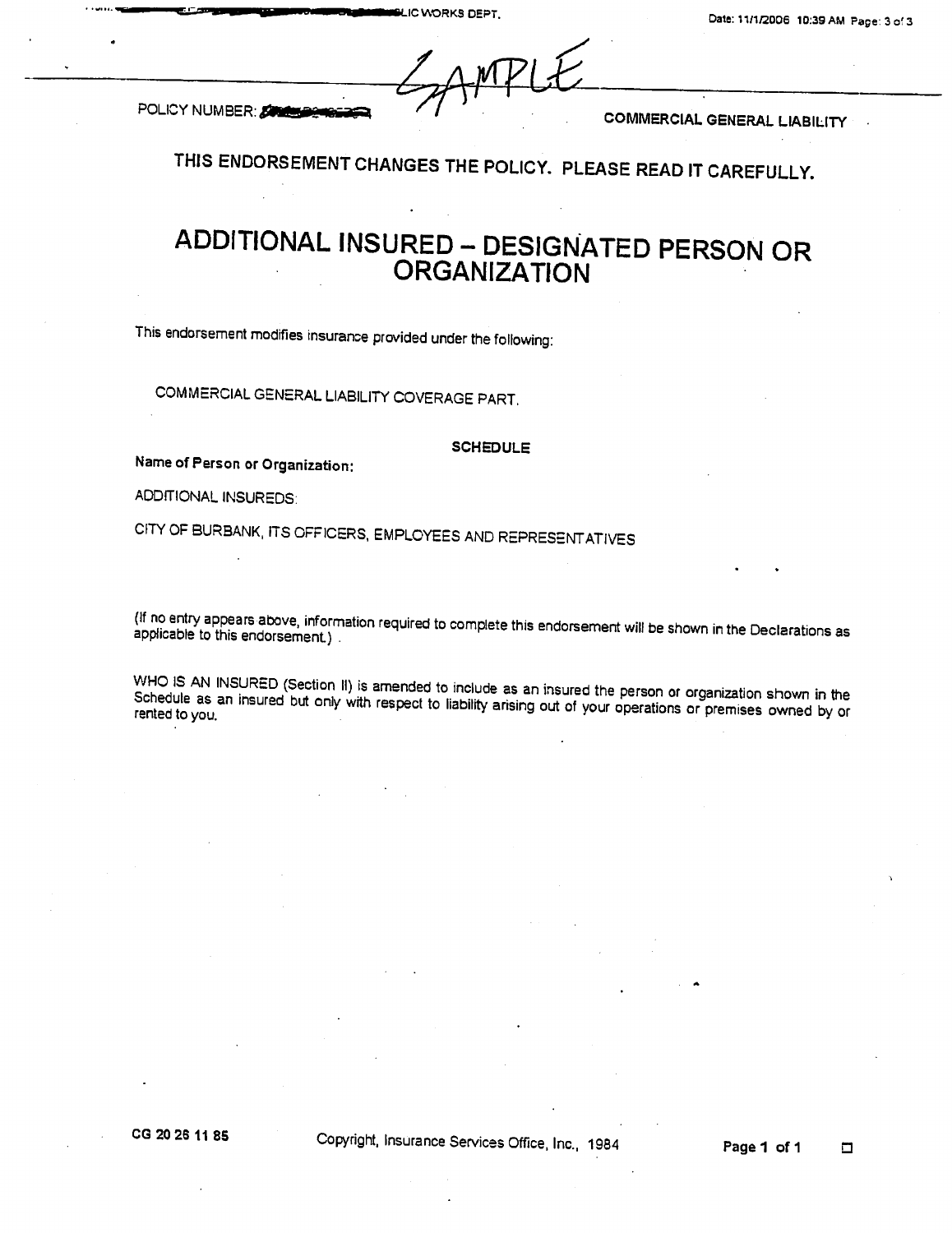SAMPLE

POLICY NUMBER:

COMMERCIAL GENERAL LIABILITY

**THIS ENDORSEMENT CHANGES THE POLICY. PLEASE READ IT CAREFULLY.**

# ADDITIONAL INSURED – DESIGNATED PERSON OR ORGANIZATION

This endorsement modifies insurance provided under the following:

COMMERCIAL GENERAL LIABILITY COVERAGE PART.

**SCHEDULE**

**Name of Person or Organization:**

ADDITIONAL INSUREDS:

CITY OF BURBANK, ITS OFFICERS, EMPLOYEES AND REPRESENTATIVES

(If no entry appears above, information required to complete this endorsement will be shown in the Declarations as applicable to this endorsement.)

WHO IS AN INSURED (Section II) is amended to include as an insured the person or organization shown in the Schedule as an insured but only with respect to liability arising out of your operations or premises owned by or rented to you.

CG 20 26 11 85 Copyright, Insurance Services Office, Inc., 1984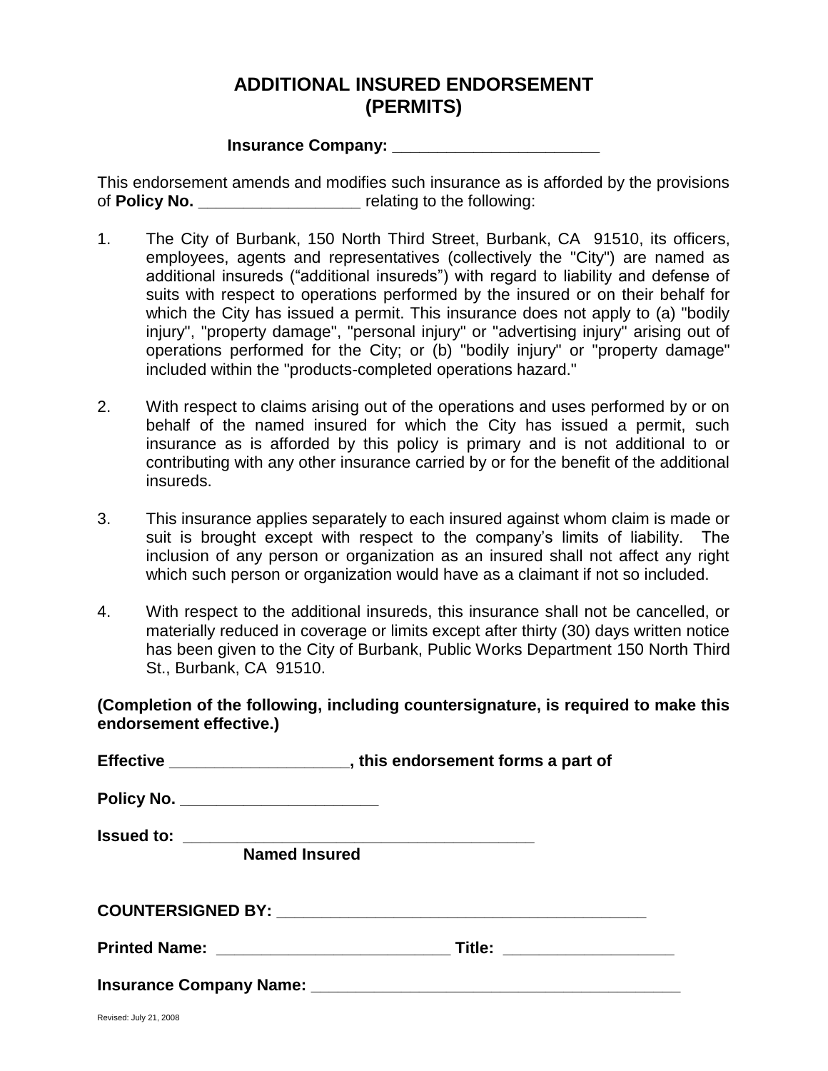# ADDITIONAL INSURED ENDORSEMENT
# (PERMITS)

**Insurance Company: ______________________**

This endorsement amends and modifies such insurance as is afforded by the provisions of **Policy No. _________________** relating to the following:

1. The City of Burbank, 150 North Third Street, Burbank, CA 91510, its officers, employees, agents and representatives (collectively the "City") are named as additional insureds ("additional insureds") with regard to liability and defense of suits with respect to operations performed by the insured or on their behalf for which the City has issued a permit. This insurance does not apply to (a) "bodily injury", "property damage", "personal injury" or "advertising injury" arising out of operations performed for the City; or (b) "bodily injury" or "property damage" included within the "products-completed operations hazard."

2. With respect to claims arising out of the operations and uses performed by or on behalf of the named insured for which the City has issued a permit, such insurance as is afforded by this policy is primary and is not additional to or contributing with any other insurance carried by or for the benefit of the additional insureds.

3. This insurance applies separately to each insured against whom claim is made or suit is brought except with respect to the company's limits of liability. The inclusion of any person or organization as an insured shall not affect any right which such person or organization would have as a claimant if not so included.

4. With respect to the additional insureds, this insurance shall not be cancelled, or materially reduced in coverage or limits except after thirty (30) days written notice has been given to the City of Burbank, Public Works Department 150 North Third St., Burbank, CA 91510.

**(Completion of the following, including countersignature, is required to make this endorsement effective.)**

**Effective ___________________, this endorsement forms a part of**

**Policy No. _____________________**

**Issued to: ______________________________________**
**Named Insured**

**COUNTERSIGNED BY: __________________________________________**

**Printed Name: _________________________ Title: __________________**

**Insurance Company Name: __________________________________________**

Revised: July 21, 2008